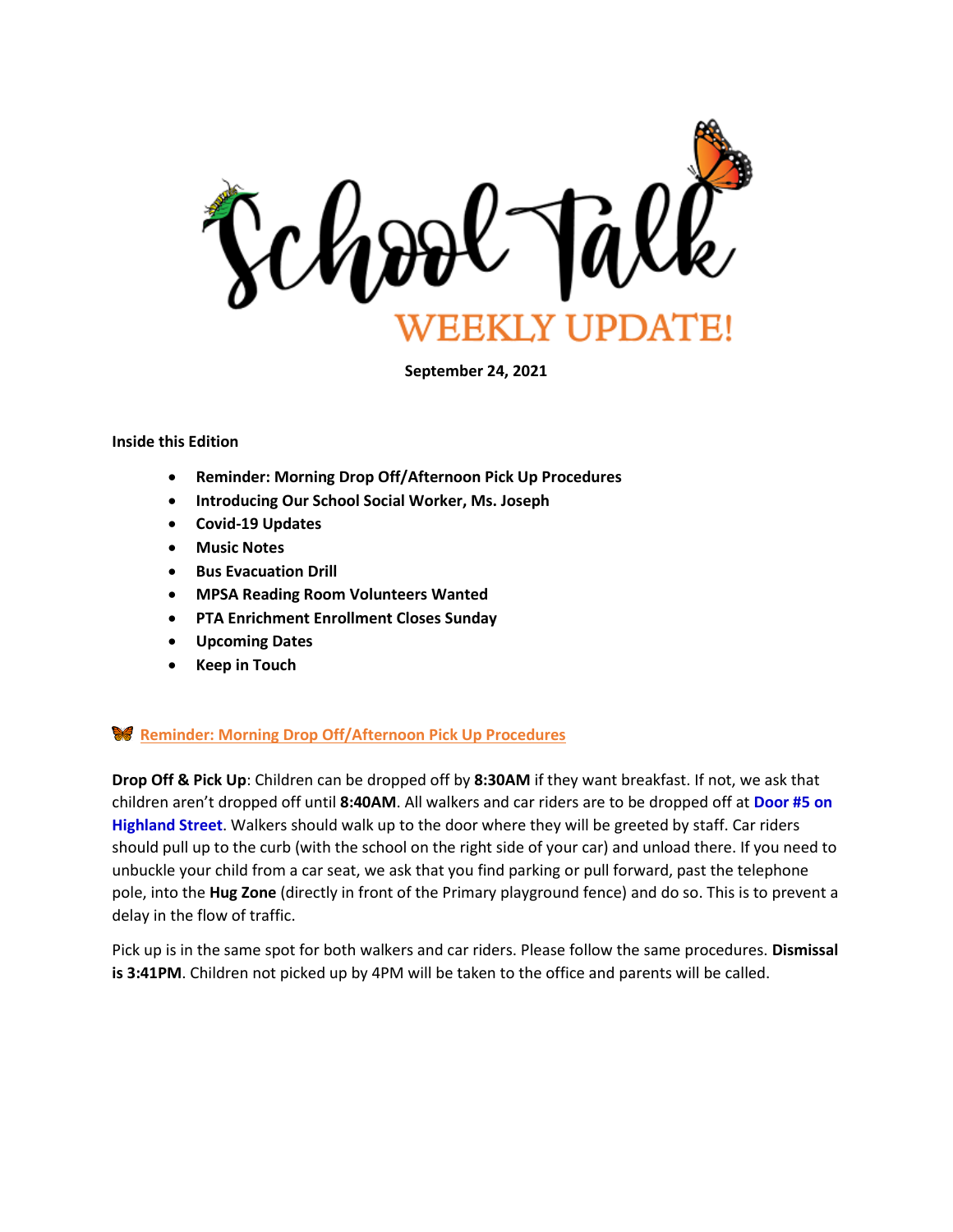# School Talk

## WEEKLY UPDATE!

**September 24, 2021**

**Inside this Edition**

- **Reminder: Morning Drop Off/Afternoon Pick Up Procedures**
- **Introducing Our School Social Worker, Ms. Joseph**
- **Covid-19 Updates**
- **Music Notes**
- **Bus Evacuation Drill**
- **MPSA Reading Room Volunteers Wanted**
- **PTA Enrichment Enrollment Closes Sunday**
- **Upcoming Dates**
- **Keep in Touch**

### Reminder: Morning Drop Off/Afternoon Pick Up Procedures

**Drop Off & Pick Up**: Children can be dropped off by **8:30AM** if they want breakfast. If not, we ask that children aren't dropped off until **8:40AM**. All walkers and car riders are to be dropped off at **Door #5 on Highland Street**. Walkers should walk up to the door where they will be greeted by staff. Car riders should pull up to the curb (with the school on the right side of your car) and unload there. If you need to unbuckle your child from a car seat, we ask that you find parking or pull forward, past the telephone pole, into the **Hug Zone** (directly in front of the Primary playground fence) and do so. This is to prevent a delay in the flow of traffic.

Pick up is in the same spot for both walkers and car riders. Please follow the same procedures. **Dismissal is 3:41PM**. Children not picked up by 4PM will be taken to the office and parents will be called.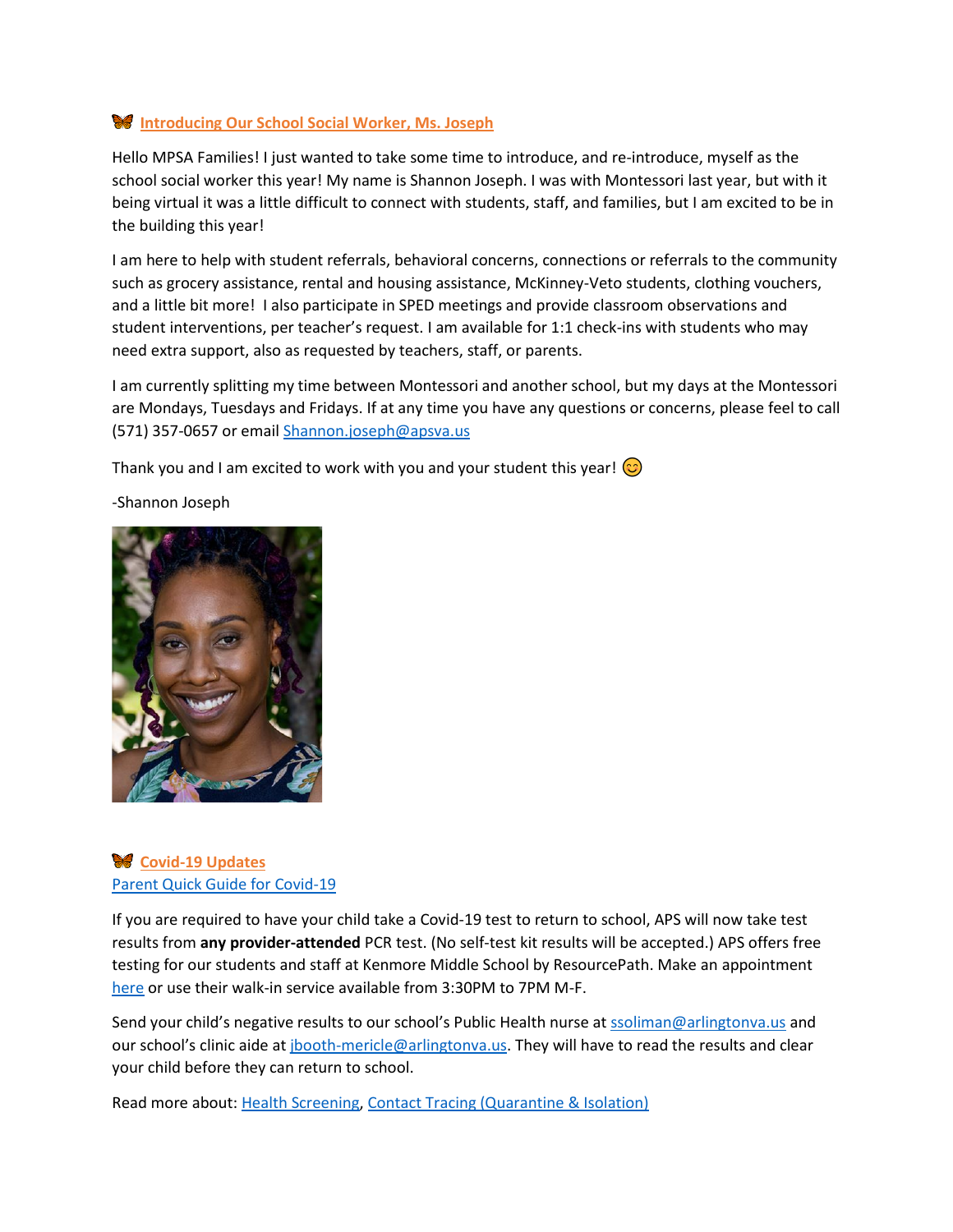### 🦋 Introducing Our School Social Worker, Ms. Joseph

Hello MPSA Families! I just wanted to take some time to introduce, and re-introduce, myself as the school social worker this year! My name is Shannon Joseph. I was with Montessori last year, but with it being virtual it was a little difficult to connect with students, staff, and families, but I am excited to be in the building this year!

I am here to help with student referrals, behavioral concerns, connections or referrals to the community such as grocery assistance, rental and housing assistance, McKinney-Veto students, clothing vouchers, and a little bit more! I also participate in SPED meetings and provide classroom observations and student interventions, per teacher's request. I am available for 1:1 check-ins with students who may need extra support, also as requested by teachers, staff, or parents.

I am currently splitting my time between Montessori and another school, but my days at the Montessori are Mondays, Tuesdays and Fridays. If at any time you have any questions or concerns, please feel to call (571) 357-0657 or email Shannon.joseph@apsva.us

Thank you and I am excited to work with you and your student this year! 😊

-Shannon Joseph

### 🦋 Covid-19 Updates

Parent Quick Guide for Covid-19

If you are required to have your child take a Covid-19 test to return to school, APS will now take test results from **any provider-attended** PCR test. (No self-test kit results will be accepted.) APS offers free testing for our students and staff at Kenmore Middle School by ResourcePath. Make an appointment here or use their walk-in service available from 3:30PM to 7PM M-F.

Send your child's negative results to our school's Public Health nurse at ssoliman@arlingtonva.us and our school's clinic aide at jbooth-mericle@arlingtonva.us. They will have to read the results and clear your child before they can return to school.

Read more about: Health Screening, Contact Tracing (Quarantine & Isolation)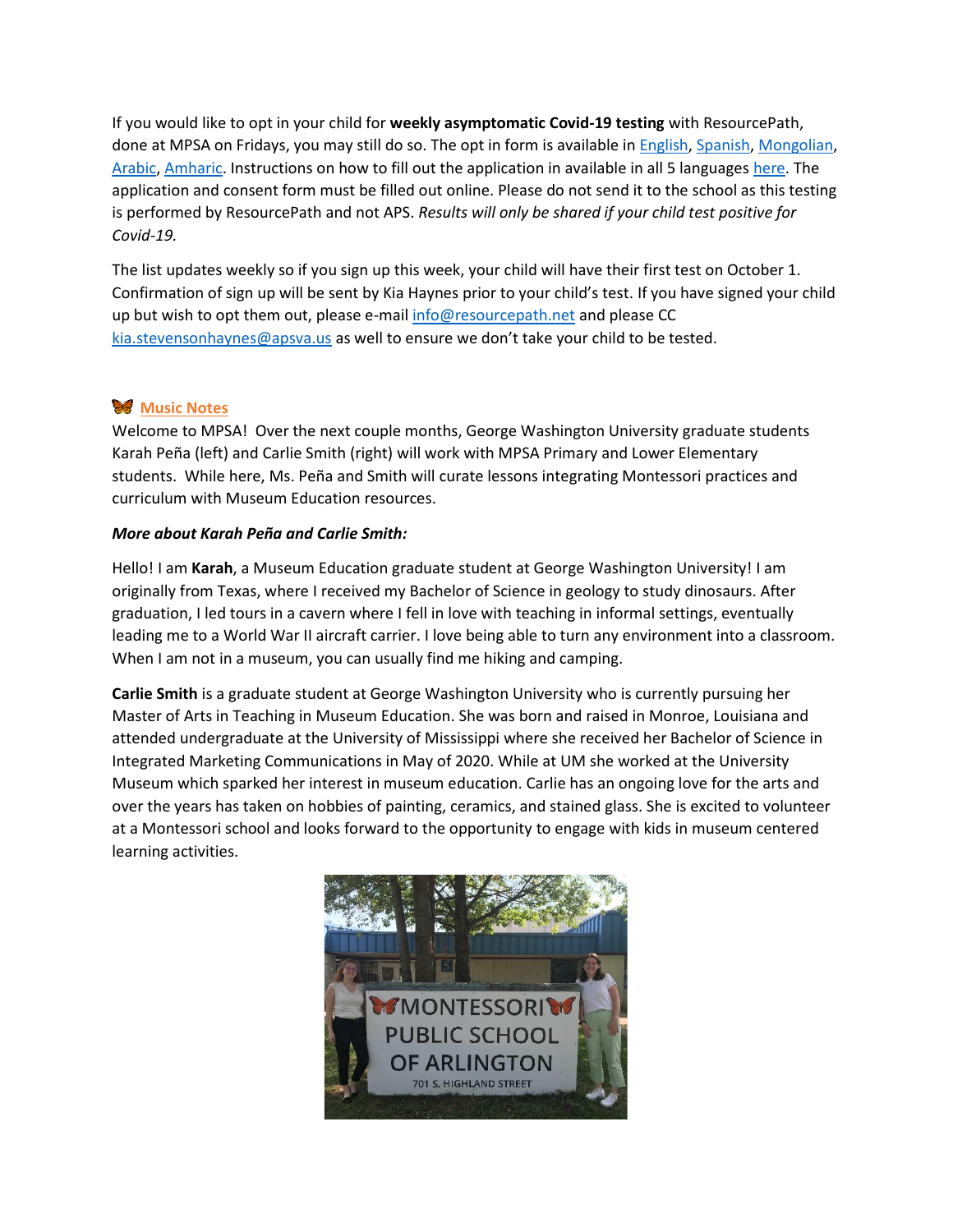If you would like to opt in your child for **weekly asymptomatic Covid-19 testing** with ResourcePath, done at MPSA on Fridays, you may still do so. The opt in form is available in English, Spanish, Mongolian, Arabic, Amharic. Instructions on how to fill out the application in available in all 5 languages here. The application and consent form must be filled out online. Please do not send it to the school as this testing is performed by ResourcePath and not APS. *Results will only be shared if your child test positive for Covid-19.*

The list updates weekly so if you sign up this week, your child will have their first test on October 1. Confirmation of sign up will be sent by Kia Haynes prior to your child's test. If you have signed your child up but wish to opt them out, please e-mail info@resourcepath.net and please CC kia.stevensonhaynes@apsva.us as well to ensure we don't take your child to be tested.

## Music Notes

Welcome to MPSA! Over the next couple months, George Washington University graduate students Karah Peña (left) and Carlie Smith (right) will work with MPSA Primary and Lower Elementary students. While here, Ms. Peña and Smith will curate lessons integrating Montessori practices and curriculum with Museum Education resources.

***More about Karah Peña and Carlie Smith:***

Hello! I am **Karah**, a Museum Education graduate student at George Washington University! I am originally from Texas, where I received my Bachelor of Science in geology to study dinosaurs. After graduation, I led tours in a cavern where I fell in love with teaching in informal settings, eventually leading me to a World War II aircraft carrier. I love being able to turn any environment into a classroom. When I am not in a museum, you can usually find me hiking and camping.

**Carlie Smith** is a graduate student at George Washington University who is currently pursuing her Master of Arts in Teaching in Museum Education. She was born and raised in Monroe, Louisiana and attended undergraduate at the University of Mississippi where she received her Bachelor of Science in Integrated Marketing Communications in May of 2020. While at UM she worked at the University Museum which sparked her interest in museum education. Carlie has an ongoing love for the arts and over the years has taken on hobbies of painting, ceramics, and stained glass. She is excited to volunteer at a Montessori school and looks forward to the opportunity to engage with kids in museum centered learning activities.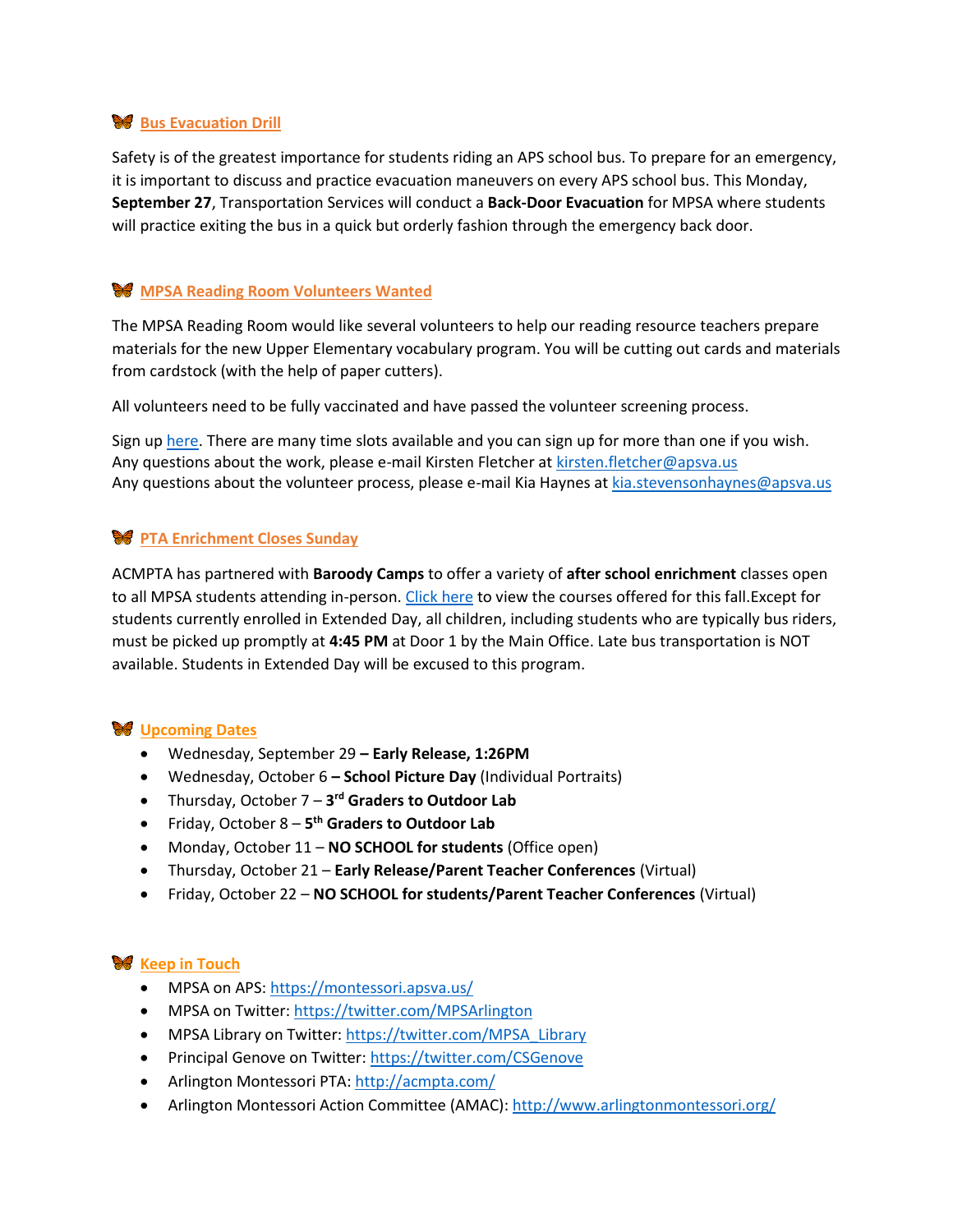## Bus Evacuation Drill

Safety is of the greatest importance for students riding an APS school bus. To prepare for an emergency, it is important to discuss and practice evacuation maneuvers on every APS school bus. This Monday, **September 27**, Transportation Services will conduct a **Back-Door Evacuation** for MPSA where students will practice exiting the bus in a quick but orderly fashion through the emergency back door.

## MPSA Reading Room Volunteers Wanted

The MPSA Reading Room would like several volunteers to help our reading resource teachers prepare materials for the new Upper Elementary vocabulary program. You will be cutting out cards and materials from cardstock (with the help of paper cutters).

All volunteers need to be fully vaccinated and have passed the volunteer screening process.

Sign up here. There are many time slots available and you can sign up for more than one if you wish.
Any questions about the work, please e-mail Kirsten Fletcher at kirsten.fletcher@apsva.us
Any questions about the volunteer process, please e-mail Kia Haynes at kia.stevensonhaynes@apsva.us

## PTA Enrichment Closes Sunday

ACMPTA has partnered with **Baroody Camps** to offer a variety of **after school enrichment** classes open to all MPSA students attending in-person. Click here to view the courses offered for this fall.Except for students currently enrolled in Extended Day, all children, including students who are typically bus riders, must be picked up promptly at **4:45 PM** at Door 1 by the Main Office. Late bus transportation is NOT available. Students in Extended Day will be excused to this program.

## Upcoming Dates

- Wednesday, September 29 **– Early Release, 1:26PM**
- Wednesday, October 6 **– School Picture Day** (Individual Portraits)
- Thursday, October 7 – **3rd Graders to Outdoor Lab**
- Friday, October 8 – **5th Graders to Outdoor Lab**
- Monday, October 11 – **NO SCHOOL for students** (Office open)
- Thursday, October 21 – **Early Release/Parent Teacher Conferences** (Virtual)
- Friday, October 22 – **NO SCHOOL for students/Parent Teacher Conferences** (Virtual)

## Keep in Touch

- MPSA on APS: https://montessori.apsva.us/
- MPSA on Twitter: https://twitter.com/MPSArlington
- MPSA Library on Twitter: https://twitter.com/MPSA_Library
- Principal Genove on Twitter: https://twitter.com/CSGenove
- Arlington Montessori PTA: http://acmpta.com/
- Arlington Montessori Action Committee (AMAC): http://www.arlingtonmontessori.org/